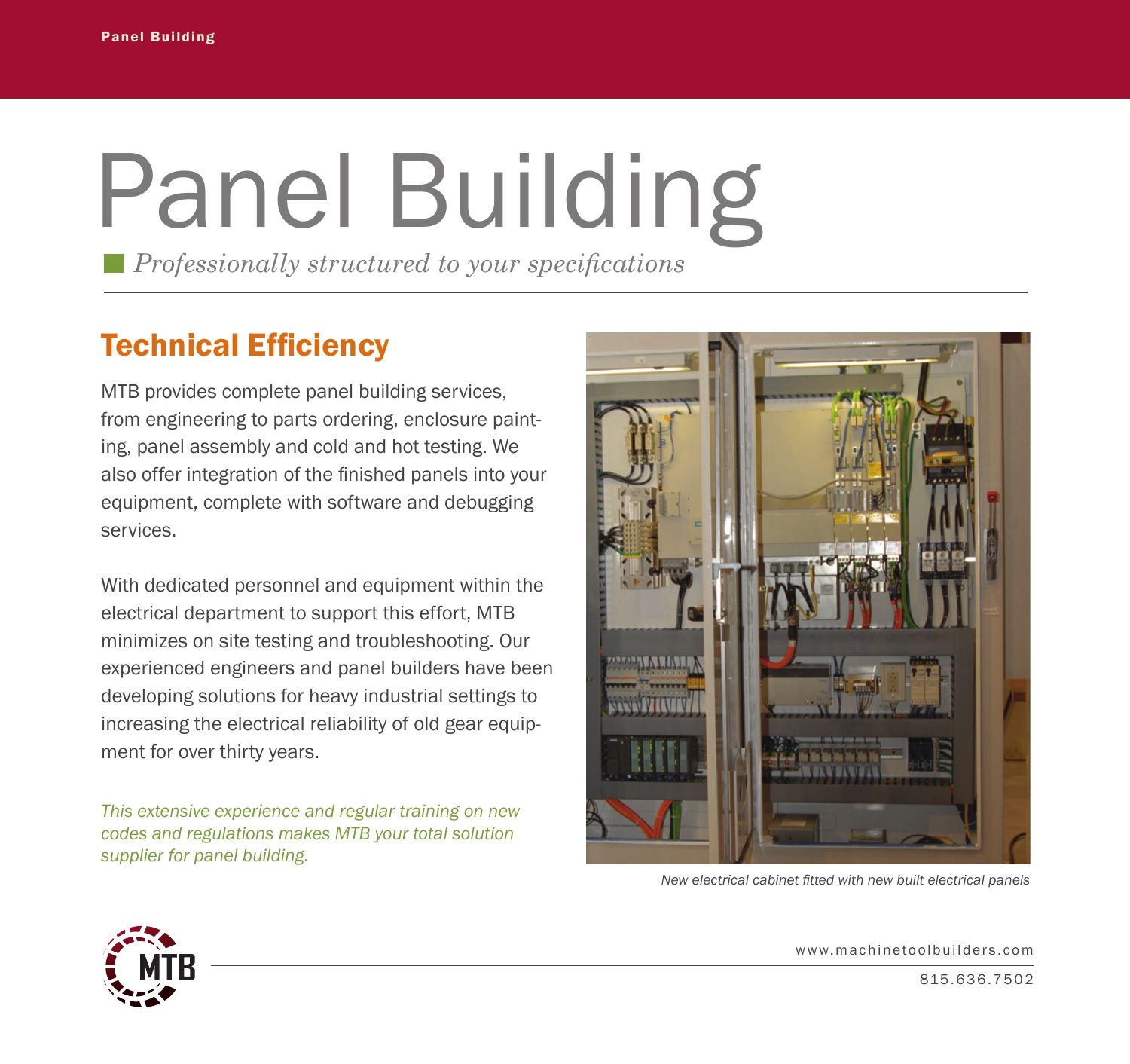# Panel Building

*Professionally structured to your specifications*

## Technical Efficiency

MTB provides complete panel building services, from engineering to parts ordering, enclosure painting, panel assembly and cold and hot testing. We also offer integration of the finished panels into your equipment, complete with software and debugging services.

With dedicated personnel and equipment within the electrical department to support this effort, MTB minimizes on site testing and troubleshooting. Our experienced engineers and panel builders have been developing solutions for heavy industrial settings to increasing the electrical reliability of old gear equipment for over thirty years.

*This extensive experience and regular training on new codes and regulations makes MTB your total solution supplier for panel building.*

*New electrical cabinet fitted with new built electrical panels*

www.machinetoolbuilders.com

815.636.7502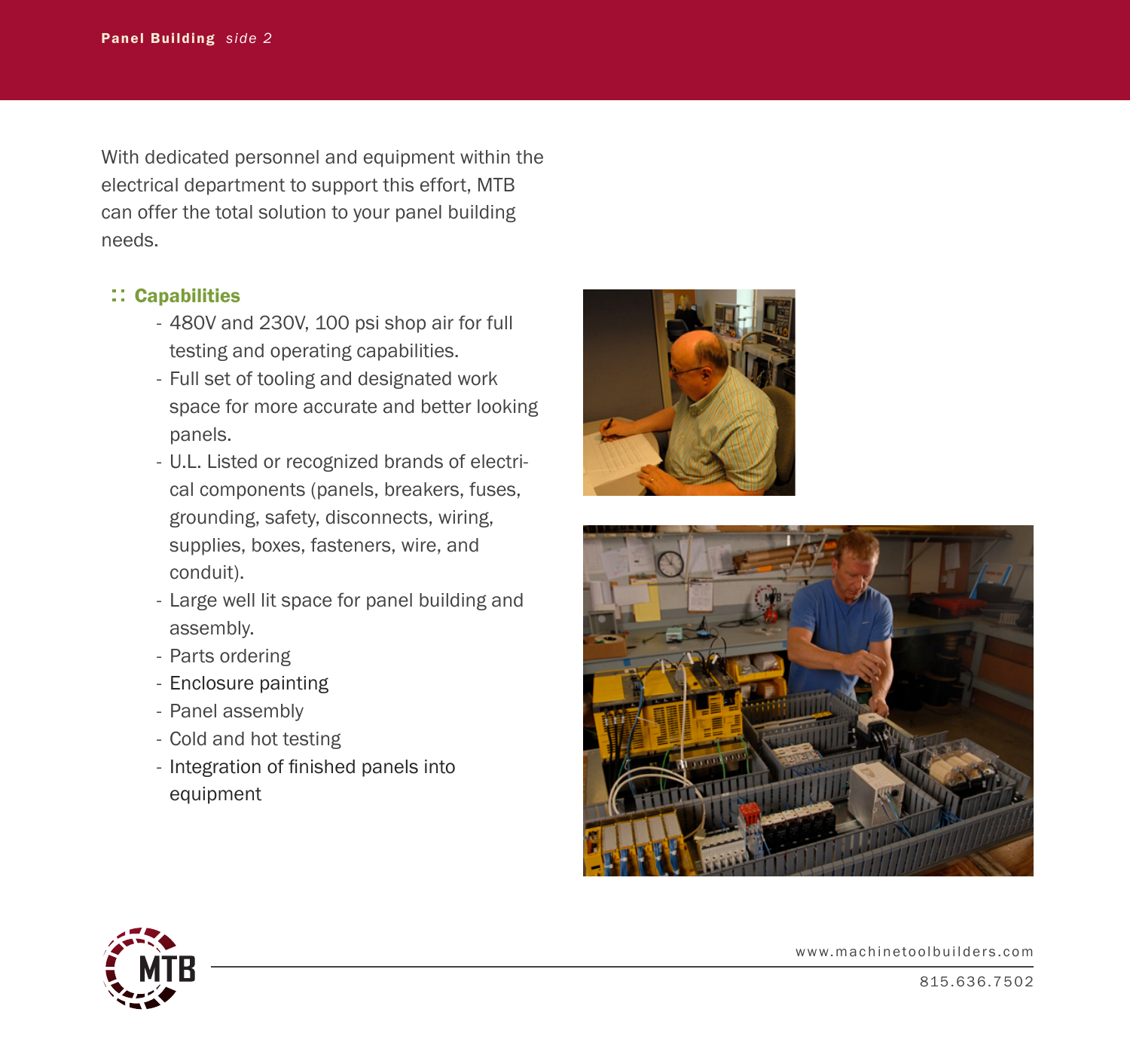With dedicated personnel and equipment within the electrical department to support this effort, MTB can offer the total solution to your panel building needs.

## :: Capabilities

- 480V and 230V, 100 psi shop air for full testing and operating capabilities.
- Full set of tooling and designated work space for more accurate and better looking panels.
- U.L. Listed or recognized brands of electrical components (panels, breakers, fuses, grounding, safety, disconnects, wiring, supplies, boxes, fasteners, wire, and conduit).
- Large well lit space for panel building and assembly.
- Parts ordering
- Enclosure painting
- Panel assembly
- Cold and hot testing
- Integration of finished panels into equipment

www.machinetoolbuilders.com

815.636.7502